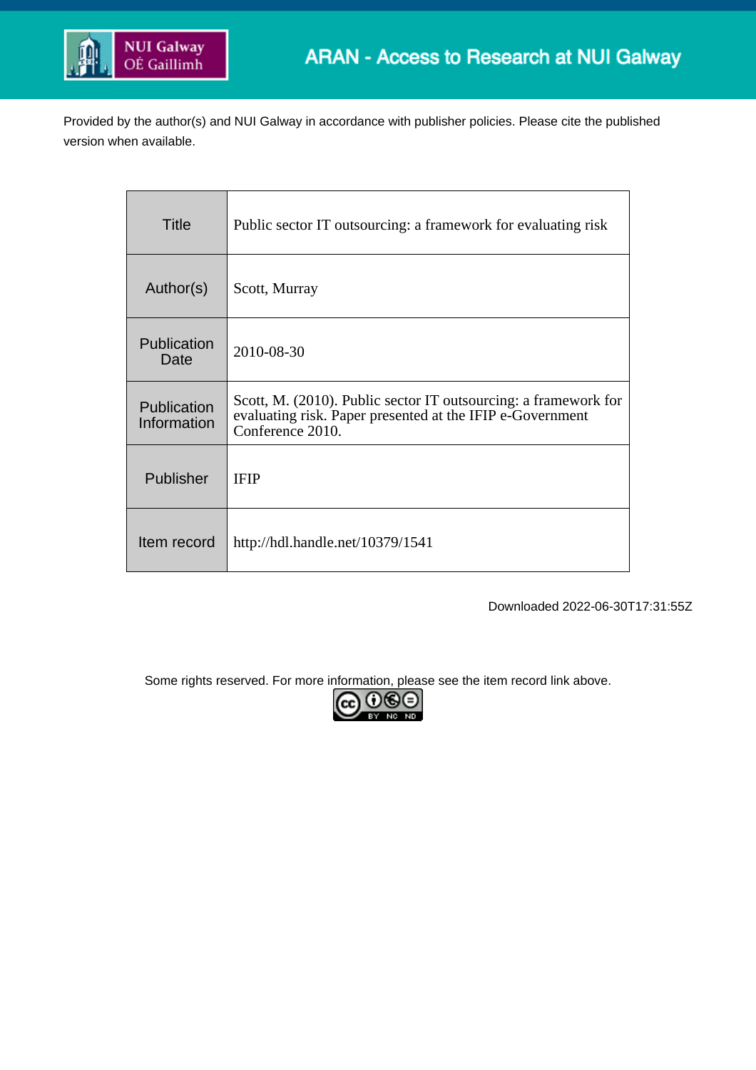NUI Galway
OÉ Gaillimh

ARAN - Access to Research at NUI Galway

Provided by the author(s) and NUI Galway in accordance with publisher policies. Please cite the published version when available.

| | |
|---|---|
| Title | Public sector IT outsourcing: a framework for evaluating risk |
| Author(s) | Scott, Murray |
| Publication Date | 2010-08-30 |
| Publication Information | Scott, M. (2010). Public sector IT outsourcing: a framework for evaluating risk. Paper presented at the IFIP e-Government Conference 2010. |
| Publisher | IFIP |
| Item record | http://hdl.handle.net/10379/1541 |

Downloaded 2022-06-30T17:31:55Z

Some rights reserved. For more information, please see the item record link above.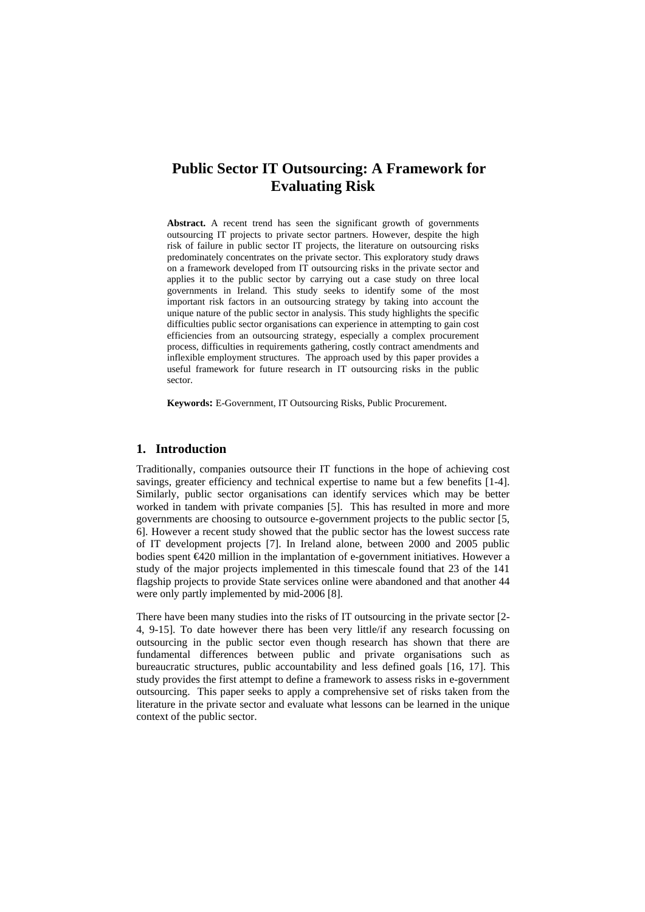# Public Sector IT Outsourcing: A Framework for Evaluating Risk

**Abstract.** A recent trend has seen the significant growth of governments outsourcing IT projects to private sector partners. However, despite the high risk of failure in public sector IT projects, the literature on outsourcing risks predominately concentrates on the private sector. This exploratory study draws on a framework developed from IT outsourcing risks in the private sector and applies it to the public sector by carrying out a case study on three local governments in Ireland. This study seeks to identify some of the most important risk factors in an outsourcing strategy by taking into account the unique nature of the public sector in analysis. This study highlights the specific difficulties public sector organisations can experience in attempting to gain cost efficiencies from an outsourcing strategy, especially a complex procurement process, difficulties in requirements gathering, costly contract amendments and inflexible employment structures. The approach used by this paper provides a useful framework for future research in IT outsourcing risks in the public sector.

**Keywords:** E-Government, IT Outsourcing Risks, Public Procurement.

## 1. Introduction

Traditionally, companies outsource their IT functions in the hope of achieving cost savings, greater efficiency and technical expertise to name but a few benefits [1-4]. Similarly, public sector organisations can identify services which may be better worked in tandem with private companies [5]. This has resulted in more and more governments are choosing to outsource e-government projects to the public sector [5, 6]. However a recent study showed that the public sector has the lowest success rate of IT development projects [7]. In Ireland alone, between 2000 and 2005 public bodies spent €420 million in the implantation of e-government initiatives. However a study of the major projects implemented in this timescale found that 23 of the 141 flagship projects to provide State services online were abandoned and that another 44 were only partly implemented by mid-2006 [8].

There have been many studies into the risks of IT outsourcing in the private sector [2-4, 9-15]. To date however there has been very little/if any research focussing on outsourcing in the public sector even though research has shown that there are fundamental differences between public and private organisations such as bureaucratic structures, public accountability and less defined goals [16, 17]. This study provides the first attempt to define a framework to assess risks in e-government outsourcing. This paper seeks to apply a comprehensive set of risks taken from the literature in the private sector and evaluate what lessons can be learned in the unique context of the public sector.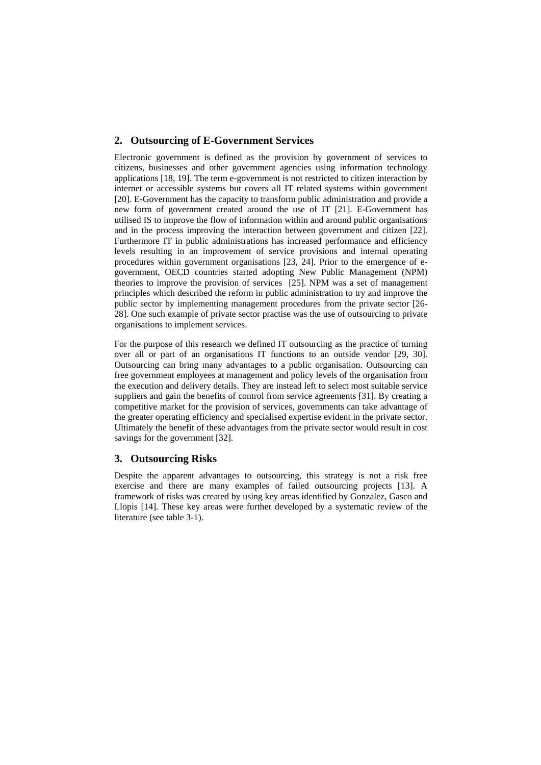## 2. Outsourcing of E-Government Services

Electronic government is defined as the provision by government of services to citizens, businesses and other government agencies using information technology applications [18, 19]. The term e-government is not restricted to citizen interaction by internet or accessible systems but covers all IT related systems within government [20]. E-Government has the capacity to transform public administration and provide a new form of government created around the use of IT [21]. E-Government has utilised IS to improve the flow of information within and around public organisations and in the process improving the interaction between government and citizen [22]. Furthermore IT in public administrations has increased performance and efficiency levels resulting in an improvement of service provisions and internal operating procedures within government organisations [23, 24]. Prior to the emergence of e-government, OECD countries started adopting New Public Management (NPM) theories to improve the provision of services [25]. NPM was a set of management principles which described the reform in public administration to try and improve the public sector by implementing management procedures from the private sector [26-28]. One such example of private sector practise was the use of outsourcing to private organisations to implement services.

For the purpose of this research we defined IT outsourcing as the practice of turning over all or part of an organisations IT functions to an outside vendor [29, 30]. Outsourcing can bring many advantages to a public organisation. Outsourcing can free government employees at management and policy levels of the organisation from the execution and delivery details. They are instead left to select most suitable service suppliers and gain the benefits of control from service agreements [31]. By creating a competitive market for the provision of services, governments can take advantage of the greater operating efficiency and specialised expertise evident in the private sector. Ultimately the benefit of these advantages from the private sector would result in cost savings for the government [32].

## 3. Outsourcing Risks

Despite the apparent advantages to outsourcing, this strategy is not a risk free exercise and there are many examples of failed outsourcing projects [13]. A framework of risks was created by using key areas identified by Gonzalez, Gasco and Llopis [14]. These key areas were further developed by a systematic review of the literature (see table 3-1).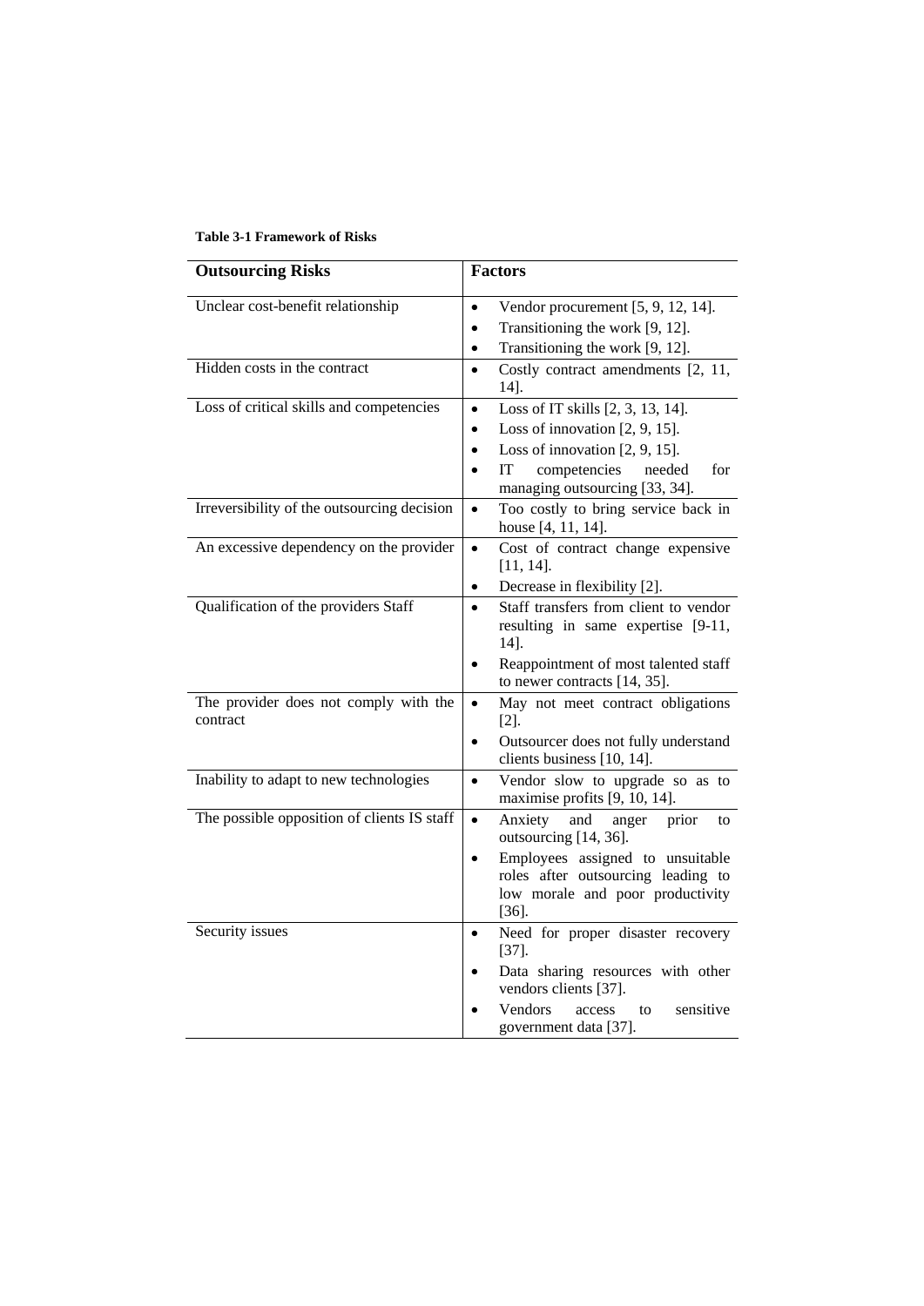**Table 3-1 Framework of Risks**

| Outsourcing Risks | Factors |
|---|---|
| Unclear cost-benefit relationship | • Vendor procurement [5, 9, 12, 14].<br>• Transitioning the work [9, 12].<br>• Transitioning the work [9, 12]. |
| Hidden costs in the contract | • Costly contract amendments [2, 11, 14]. |
| Loss of critical skills and competencies | • Loss of IT skills [2, 3, 13, 14].<br>• Loss of innovation [2, 9, 15].<br>• Loss of innovation [2, 9, 15].<br>• IT competencies needed for managing outsourcing [33, 34]. |
| Irreversibility of the outsourcing decision | • Too costly to bring service back in house [4, 11, 14]. |
| An excessive dependency on the provider | • Cost of contract change expensive [11, 14].<br>• Decrease in flexibility [2]. |
| Qualification of the providers Staff | • Staff transfers from client to vendor resulting in same expertise [9-11, 14].<br>• Reappointment of most talented staff to newer contracts [14, 35]. |
| The provider does not comply with the contract | • May not meet contract obligations [2].<br>• Outsourcer does not fully understand clients business [10, 14]. |
| Inability to adapt to new technologies | • Vendor slow to upgrade so as to maximise profits [9, 10, 14]. |
| The possible opposition of clients IS staff | • Anxiety and anger prior to outsourcing [14, 36].<br>• Employees assigned to unsuitable roles after outsourcing leading to low morale and poor productivity [36]. |
| Security issues | • Need for proper disaster recovery [37].<br>• Data sharing resources with other vendors clients [37].<br>• Vendors access to sensitive government data [37]. |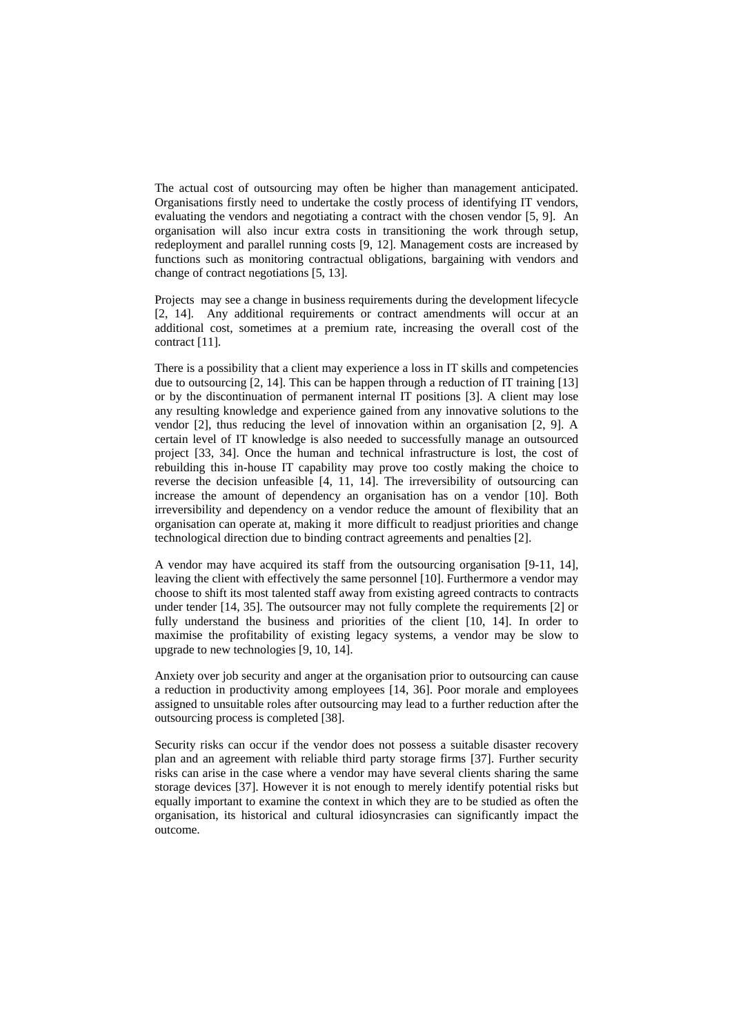The actual cost of outsourcing may often be higher than management anticipated. Organisations firstly need to undertake the costly process of identifying IT vendors, evaluating the vendors and negotiating a contract with the chosen vendor [5, 9]. An organisation will also incur extra costs in transitioning the work through setup, redeployment and parallel running costs [9, 12]. Management costs are increased by functions such as monitoring contractual obligations, bargaining with vendors and change of contract negotiations [5, 13].

Projects may see a change in business requirements during the development lifecycle [2, 14]. Any additional requirements or contract amendments will occur at an additional cost, sometimes at a premium rate, increasing the overall cost of the contract [11].

There is a possibility that a client may experience a loss in IT skills and competencies due to outsourcing [2, 14]. This can be happen through a reduction of IT training [13] or by the discontinuation of permanent internal IT positions [3]. A client may lose any resulting knowledge and experience gained from any innovative solutions to the vendor [2], thus reducing the level of innovation within an organisation [2, 9]. A certain level of IT knowledge is also needed to successfully manage an outsourced project [33, 34]. Once the human and technical infrastructure is lost, the cost of rebuilding this in-house IT capability may prove too costly making the choice to reverse the decision unfeasible [4, 11, 14]. The irreversibility of outsourcing can increase the amount of dependency an organisation has on a vendor [10]. Both irreversibility and dependency on a vendor reduce the amount of flexibility that an organisation can operate at, making it more difficult to readjust priorities and change technological direction due to binding contract agreements and penalties [2].

A vendor may have acquired its staff from the outsourcing organisation [9-11, 14], leaving the client with effectively the same personnel [10]. Furthermore a vendor may choose to shift its most talented staff away from existing agreed contracts to contracts under tender [14, 35]. The outsourcer may not fully complete the requirements [2] or fully understand the business and priorities of the client [10, 14]. In order to maximise the profitability of existing legacy systems, a vendor may be slow to upgrade to new technologies [9, 10, 14].

Anxiety over job security and anger at the organisation prior to outsourcing can cause a reduction in productivity among employees [14, 36]. Poor morale and employees assigned to unsuitable roles after outsourcing may lead to a further reduction after the outsourcing process is completed [38].

Security risks can occur if the vendor does not possess a suitable disaster recovery plan and an agreement with reliable third party storage firms [37]. Further security risks can arise in the case where a vendor may have several clients sharing the same storage devices [37]. However it is not enough to merely identify potential risks but equally important to examine the context in which they are to be studied as often the organisation, its historical and cultural idiosyncrasies can significantly impact the outcome.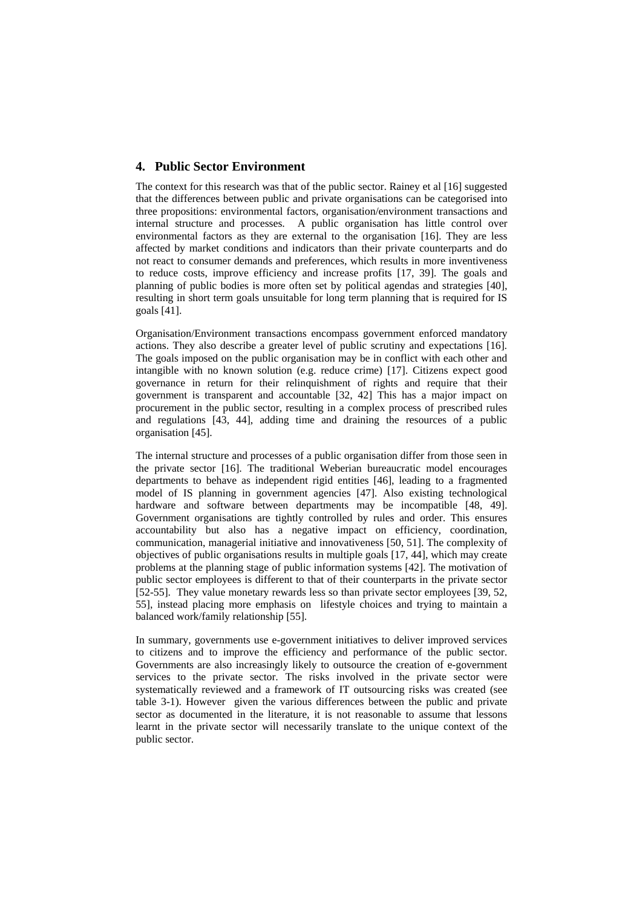## 4. Public Sector Environment

The context for this research was that of the public sector. Rainey et al [16] suggested that the differences between public and private organisations can be categorised into three propositions: environmental factors, organisation/environment transactions and internal structure and processes. A public organisation has little control over environmental factors as they are external to the organisation [16]. They are less affected by market conditions and indicators than their private counterparts and do not react to consumer demands and preferences, which results in more inventiveness to reduce costs, improve efficiency and increase profits [17, 39]. The goals and planning of public bodies is more often set by political agendas and strategies [40], resulting in short term goals unsuitable for long term planning that is required for IS goals [41].

Organisation/Environment transactions encompass government enforced mandatory actions. They also describe a greater level of public scrutiny and expectations [16]. The goals imposed on the public organisation may be in conflict with each other and intangible with no known solution (e.g. reduce crime) [17]. Citizens expect good governance in return for their relinquishment of rights and require that their government is transparent and accountable [32, 42] This has a major impact on procurement in the public sector, resulting in a complex process of prescribed rules and regulations [43, 44], adding time and draining the resources of a public organisation [45].

The internal structure and processes of a public organisation differ from those seen in the private sector [16]. The traditional Weberian bureaucratic model encourages departments to behave as independent rigid entities [46], leading to a fragmented model of IS planning in government agencies [47]. Also existing technological hardware and software between departments may be incompatible [48, 49]. Government organisations are tightly controlled by rules and order. This ensures accountability but also has a negative impact on efficiency, coordination, communication, managerial initiative and innovativeness [50, 51]. The complexity of objectives of public organisations results in multiple goals [17, 44], which may create problems at the planning stage of public information systems [42]. The motivation of public sector employees is different to that of their counterparts in the private sector [52-55]. They value monetary rewards less so than private sector employees [39, 52, 55], instead placing more emphasis on lifestyle choices and trying to maintain a balanced work/family relationship [55].

In summary, governments use e-government initiatives to deliver improved services to citizens and to improve the efficiency and performance of the public sector. Governments are also increasingly likely to outsource the creation of e-government services to the private sector. The risks involved in the private sector were systematically reviewed and a framework of IT outsourcing risks was created (see table 3-1). However given the various differences between the public and private sector as documented in the literature, it is not reasonable to assume that lessons learnt in the private sector will necessarily translate to the unique context of the public sector.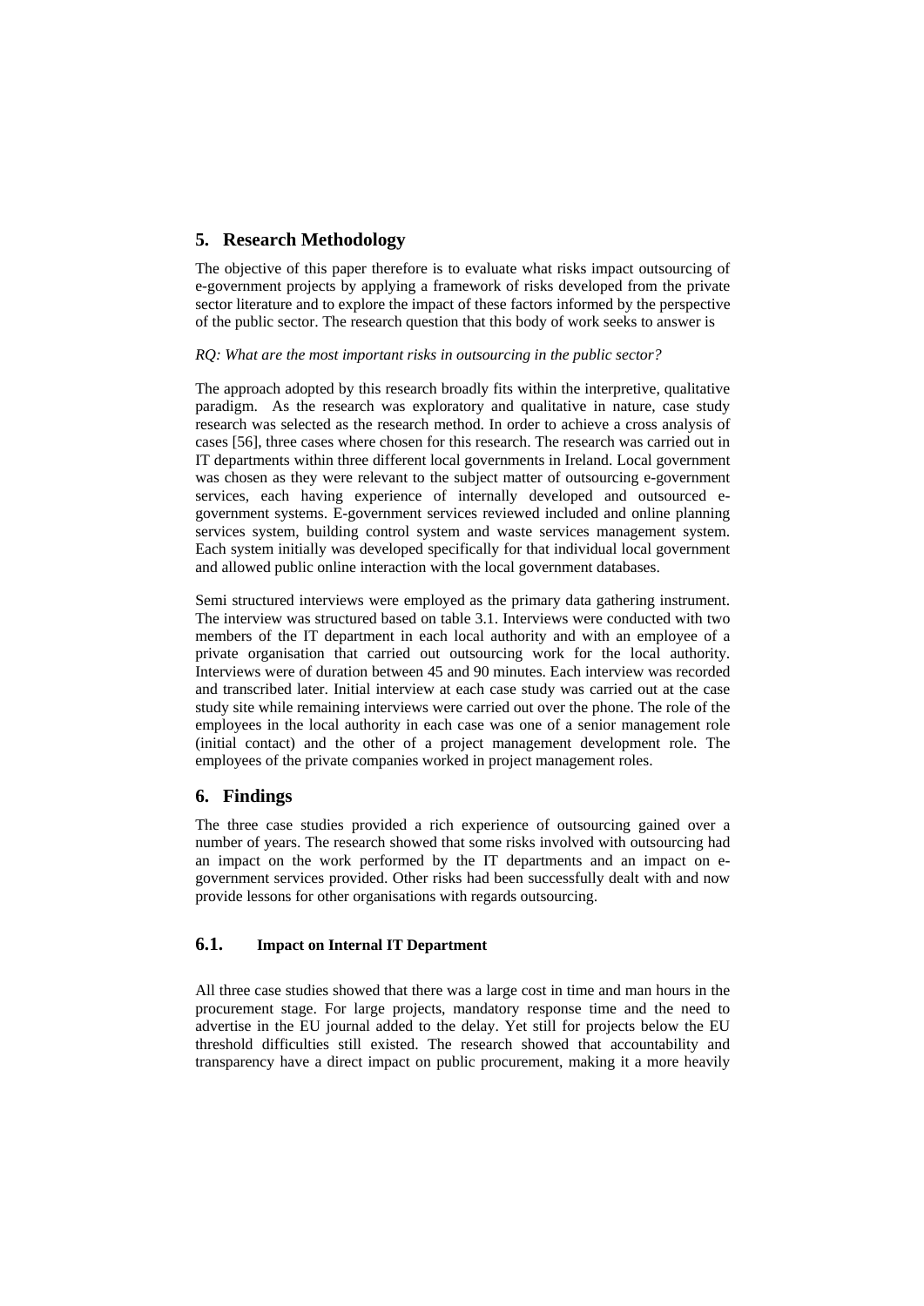## 5. Research Methodology

The objective of this paper therefore is to evaluate what risks impact outsourcing of e-government projects by applying a framework of risks developed from the private sector literature and to explore the impact of these factors informed by the perspective of the public sector. The research question that this body of work seeks to answer is

*RQ: What are the most important risks in outsourcing in the public sector?*

The approach adopted by this research broadly fits within the interpretive, qualitative paradigm. As the research was exploratory and qualitative in nature, case study research was selected as the research method. In order to achieve a cross analysis of cases [56], three cases where chosen for this research. The research was carried out in IT departments within three different local governments in Ireland. Local government was chosen as they were relevant to the subject matter of outsourcing e-government services, each having experience of internally developed and outsourced e-government systems. E-government services reviewed included and online planning services system, building control system and waste services management system. Each system initially was developed specifically for that individual local government and allowed public online interaction with the local government databases.

Semi structured interviews were employed as the primary data gathering instrument. The interview was structured based on table 3.1. Interviews were conducted with two members of the IT department in each local authority and with an employee of a private organisation that carried out outsourcing work for the local authority. Interviews were of duration between 45 and 90 minutes. Each interview was recorded and transcribed later. Initial interview at each case study was carried out at the case study site while remaining interviews were carried out over the phone. The role of the employees in the local authority in each case was one of a senior management role (initial contact) and the other of a project management development role. The employees of the private companies worked in project management roles.

## 6. Findings

The three case studies provided a rich experience of outsourcing gained over a number of years. The research showed that some risks involved with outsourcing had an impact on the work performed by the IT departments and an impact on e-government services provided. Other risks had been successfully dealt with and now provide lessons for other organisations with regards outsourcing.

### 6.1. Impact on Internal IT Department

All three case studies showed that there was a large cost in time and man hours in the procurement stage. For large projects, mandatory response time and the need to advertise in the EU journal added to the delay. Yet still for projects below the EU threshold difficulties still existed. The research showed that accountability and transparency have a direct impact on public procurement, making it a more heavily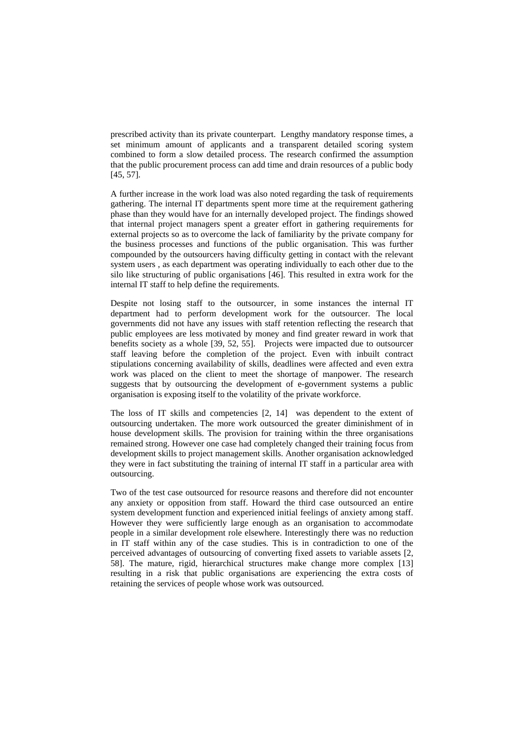prescribed activity than its private counterpart. Lengthy mandatory response times, a set minimum amount of applicants and a transparent detailed scoring system combined to form a slow detailed process. The research confirmed the assumption that the public procurement process can add time and drain resources of a public body [45, 57].

A further increase in the work load was also noted regarding the task of requirements gathering. The internal IT departments spent more time at the requirement gathering phase than they would have for an internally developed project. The findings showed that internal project managers spent a greater effort in gathering requirements for external projects so as to overcome the lack of familiarity by the private company for the business processes and functions of the public organisation. This was further compounded by the outsourcers having difficulty getting in contact with the relevant system users , as each department was operating individually to each other due to the silo like structuring of public organisations [46]. This resulted in extra work for the internal IT staff to help define the requirements.

Despite not losing staff to the outsourcer, in some instances the internal IT department had to perform development work for the outsourcer. The local governments did not have any issues with staff retention reflecting the research that public employees are less motivated by money and find greater reward in work that benefits society as a whole [39, 52, 55]. Projects were impacted due to outsourcer staff leaving before the completion of the project. Even with inbuilt contract stipulations concerning availability of skills, deadlines were affected and even extra work was placed on the client to meet the shortage of manpower. The research suggests that by outsourcing the development of e-government systems a public organisation is exposing itself to the volatility of the private workforce.

The loss of IT skills and competencies [2, 14] was dependent to the extent of outsourcing undertaken. The more work outsourced the greater diminishment of in house development skills. The provision for training within the three organisations remained strong. However one case had completely changed their training focus from development skills to project management skills. Another organisation acknowledged they were in fact substituting the training of internal IT staff in a particular area with outsourcing.

Two of the test case outsourced for resource reasons and therefore did not encounter any anxiety or opposition from staff. Howard the third case outsourced an entire system development function and experienced initial feelings of anxiety among staff. However they were sufficiently large enough as an organisation to accommodate people in a similar development role elsewhere. Interestingly there was no reduction in IT staff within any of the case studies. This is in contradiction to one of the perceived advantages of outsourcing of converting fixed assets to variable assets [2, 58]. The mature, rigid, hierarchical structures make change more complex [13] resulting in a risk that public organisations are experiencing the extra costs of retaining the services of people whose work was outsourced.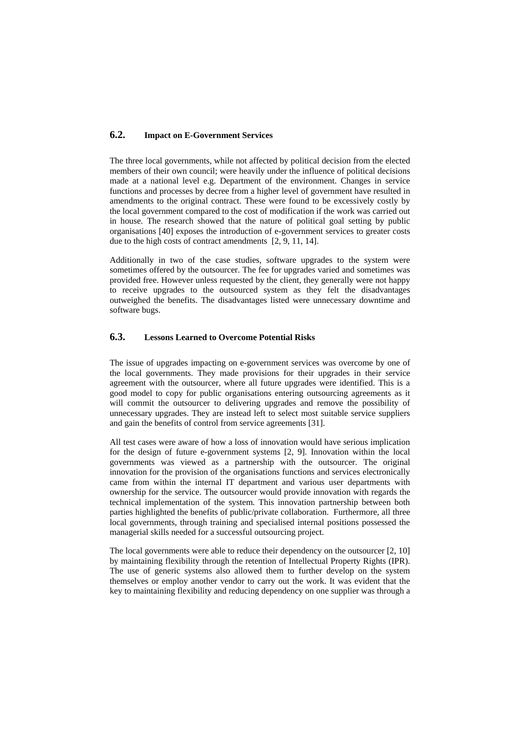## 6.2. Impact on E-Government Services

The three local governments, while not affected by political decision from the elected members of their own council; were heavily under the influence of political decisions made at a national level e.g. Department of the environment. Changes in service functions and processes by decree from a higher level of government have resulted in amendments to the original contract. These were found to be excessively costly by the local government compared to the cost of modification if the work was carried out in house. The research showed that the nature of political goal setting by public organisations [40] exposes the introduction of e-government services to greater costs due to the high costs of contract amendments [2, 9, 11, 14].

Additionally in two of the case studies, software upgrades to the system were sometimes offered by the outsourcer. The fee for upgrades varied and sometimes was provided free. However unless requested by the client, they generally were not happy to receive upgrades to the outsourced system as they felt the disadvantages outweighed the benefits. The disadvantages listed were unnecessary downtime and software bugs.

## 6.3. Lessons Learned to Overcome Potential Risks

The issue of upgrades impacting on e-government services was overcome by one of the local governments. They made provisions for their upgrades in their service agreement with the outsourcer, where all future upgrades were identified. This is a good model to copy for public organisations entering outsourcing agreements as it will commit the outsourcer to delivering upgrades and remove the possibility of unnecessary upgrades. They are instead left to select most suitable service suppliers and gain the benefits of control from service agreements [31].

All test cases were aware of how a loss of innovation would have serious implication for the design of future e-government systems [2, 9]. Innovation within the local governments was viewed as a partnership with the outsourcer. The original innovation for the provision of the organisations functions and services electronically came from within the internal IT department and various user departments with ownership for the service. The outsourcer would provide innovation with regards the technical implementation of the system. This innovation partnership between both parties highlighted the benefits of public/private collaboration. Furthermore, all three local governments, through training and specialised internal positions possessed the managerial skills needed for a successful outsourcing project.

The local governments were able to reduce their dependency on the outsourcer [2, 10] by maintaining flexibility through the retention of Intellectual Property Rights (IPR). The use of generic systems also allowed them to further develop on the system themselves or employ another vendor to carry out the work. It was evident that the key to maintaining flexibility and reducing dependency on one supplier was through a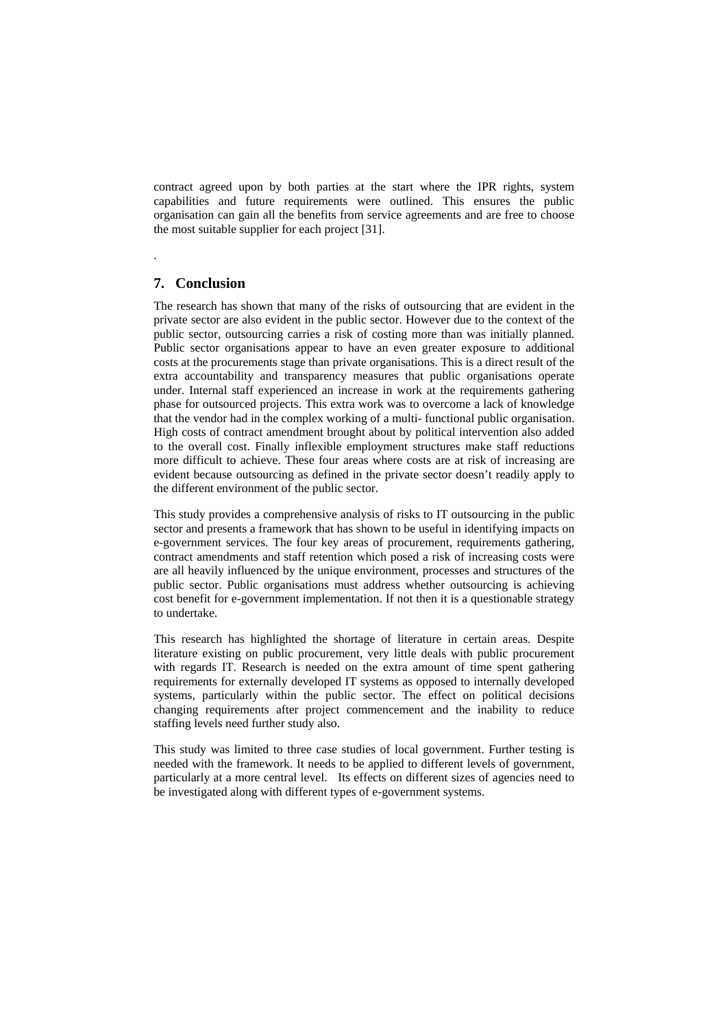contract agreed upon by both parties at the start where the IPR rights, system capabilities and future requirements were outlined. This ensures the public organisation can gain all the benefits from service agreements and are free to choose the most suitable supplier for each project [31].

.

## 7. Conclusion

The research has shown that many of the risks of outsourcing that are evident in the private sector are also evident in the public sector. However due to the context of the public sector, outsourcing carries a risk of costing more than was initially planned. Public sector organisations appear to have an even greater exposure to additional costs at the procurements stage than private organisations. This is a direct result of the extra accountability and transparency measures that public organisations operate under. Internal staff experienced an increase in work at the requirements gathering phase for outsourced projects. This extra work was to overcome a lack of knowledge that the vendor had in the complex working of a multi- functional public organisation. High costs of contract amendment brought about by political intervention also added to the overall cost. Finally inflexible employment structures make staff reductions more difficult to achieve. These four areas where costs are at risk of increasing are evident because outsourcing as defined in the private sector doesn't readily apply to the different environment of the public sector.

This study provides a comprehensive analysis of risks to IT outsourcing in the public sector and presents a framework that has shown to be useful in identifying impacts on e-government services. The four key areas of procurement, requirements gathering, contract amendments and staff retention which posed a risk of increasing costs were are all heavily influenced by the unique environment, processes and structures of the public sector. Public organisations must address whether outsourcing is achieving cost benefit for e-government implementation. If not then it is a questionable strategy to undertake.

This research has highlighted the shortage of literature in certain areas. Despite literature existing on public procurement, very little deals with public procurement with regards IT. Research is needed on the extra amount of time spent gathering requirements for externally developed IT systems as opposed to internally developed systems, particularly within the public sector. The effect on political decisions changing requirements after project commencement and the inability to reduce staffing levels need further study also.

This study was limited to three case studies of local government. Further testing is needed with the framework. It needs to be applied to different levels of government, particularly at a more central level. Its effects on different sizes of agencies need to be investigated along with different types of e-government systems.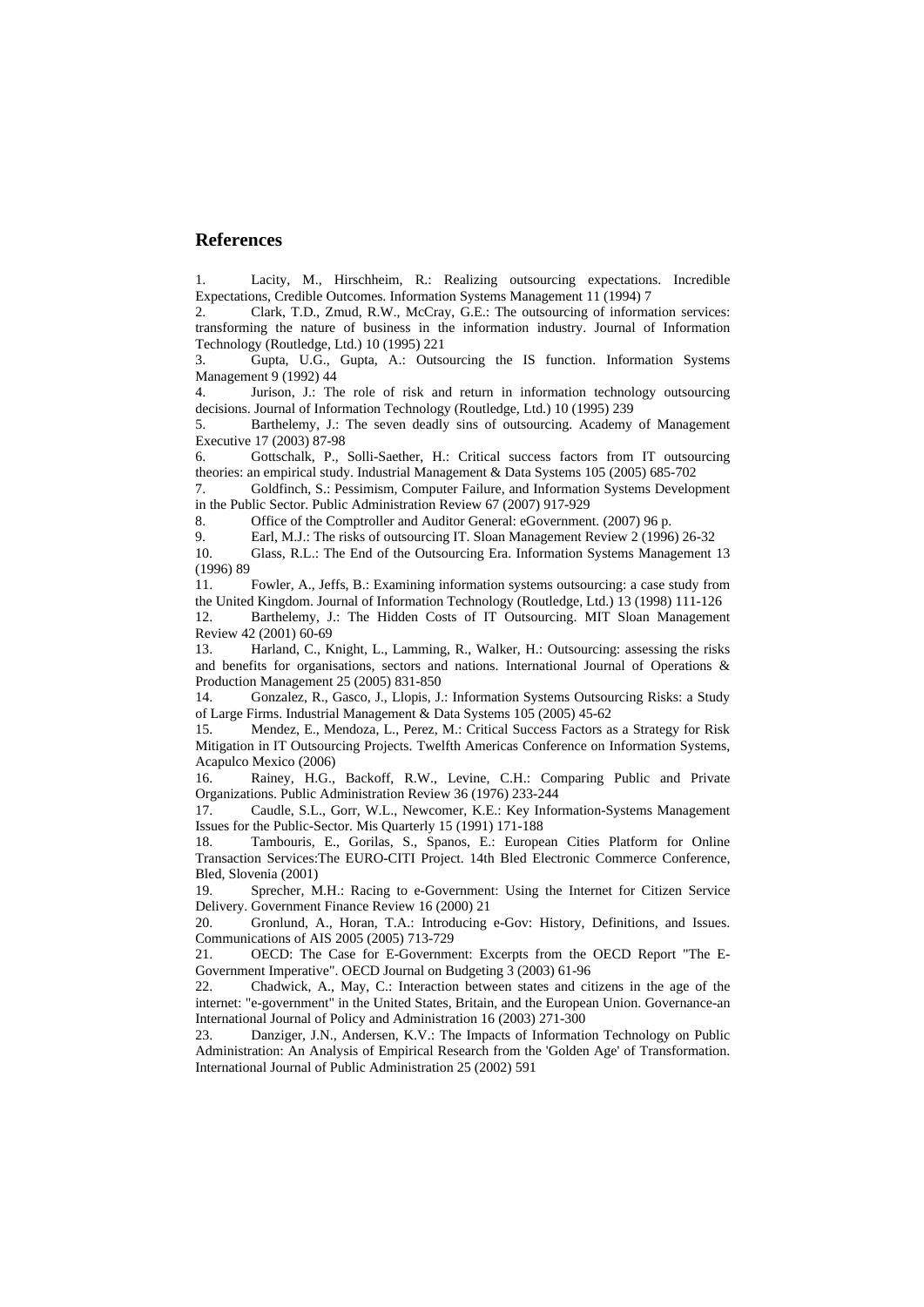## References

1. Lacity, M., Hirschheim, R.: Realizing outsourcing expectations. Incredible Expectations, Credible Outcomes. Information Systems Management 11 (1994) 7
2. Clark, T.D., Zmud, R.W., McCray, G.E.: The outsourcing of information services: transforming the nature of business in the information industry. Journal of Information Technology (Routledge, Ltd.) 10 (1995) 221
3. Gupta, U.G., Gupta, A.: Outsourcing the IS function. Information Systems Management 9 (1992) 44
4. Jurison, J.: The role of risk and return in information technology outsourcing decisions. Journal of Information Technology (Routledge, Ltd.) 10 (1995) 239
5. Barthelemy, J.: The seven deadly sins of outsourcing. Academy of Management Executive 17 (2003) 87-98
6. Gottschalk, P., Solli-Saether, H.: Critical success factors from IT outsourcing theories: an empirical study. Industrial Management & Data Systems 105 (2005) 685-702
7. Goldfinch, S.: Pessimism, Computer Failure, and Information Systems Development in the Public Sector. Public Administration Review 67 (2007) 917-929
8. Office of the Comptroller and Auditor General: eGovernment. (2007) 96 p.
9. Earl, M.J.: The risks of outsourcing IT. Sloan Management Review 2 (1996) 26-32
10. Glass, R.L.: The End of the Outsourcing Era. Information Systems Management 13 (1996) 89
11. Fowler, A., Jeffs, B.: Examining information systems outsourcing: a case study from the United Kingdom. Journal of Information Technology (Routledge, Ltd.) 13 (1998) 111-126
12. Barthelemy, J.: The Hidden Costs of IT Outsourcing. MIT Sloan Management Review 42 (2001) 60-69
13. Harland, C., Knight, L., Lamming, R., Walker, H.: Outsourcing: assessing the risks and benefits for organisations, sectors and nations. International Journal of Operations & Production Management 25 (2005) 831-850
14. Gonzalez, R., Gasco, J., Llopis, J.: Information Systems Outsourcing Risks: a Study of Large Firms. Industrial Management & Data Systems 105 (2005) 45-62
15. Mendez, E., Mendoza, L., Perez, M.: Critical Success Factors as a Strategy for Risk Mitigation in IT Outsourcing Projects. Twelfth Americas Conference on Information Systems, Acapulco Mexico (2006)
16. Rainey, H.G., Backoff, R.W., Levine, C.H.: Comparing Public and Private Organizations. Public Administration Review 36 (1976) 233-244
17. Caudle, S.L., Gorr, W.L., Newcomer, K.E.: Key Information-Systems Management Issues for the Public-Sector. Mis Quarterly 15 (1991) 171-188
18. Tambouris, E., Gorilas, S., Spanos, E.: European Cities Platform for Online Transaction Services:The EURO-CITI Project. 14th Bled Electronic Commerce Conference, Bled, Slovenia (2001)
19. Sprecher, M.H.: Racing to e-Government: Using the Internet for Citizen Service Delivery. Government Finance Review 16 (2000) 21
20. Gronlund, A., Horan, T.A.: Introducing e-Gov: History, Definitions, and Issues. Communications of AIS 2005 (2005) 713-729
21. OECD: The Case for E-Government: Excerpts from the OECD Report "The E-Government Imperative". OECD Journal on Budgeting 3 (2003) 61-96
22. Chadwick, A., May, C.: Interaction between states and citizens in the age of the internet: "e-government" in the United States, Britain, and the European Union. Governance-an International Journal of Policy and Administration 16 (2003) 271-300
23. Danziger, J.N., Andersen, K.V.: The Impacts of Information Technology on Public Administration: An Analysis of Empirical Research from the 'Golden Age' of Transformation. International Journal of Public Administration 25 (2002) 591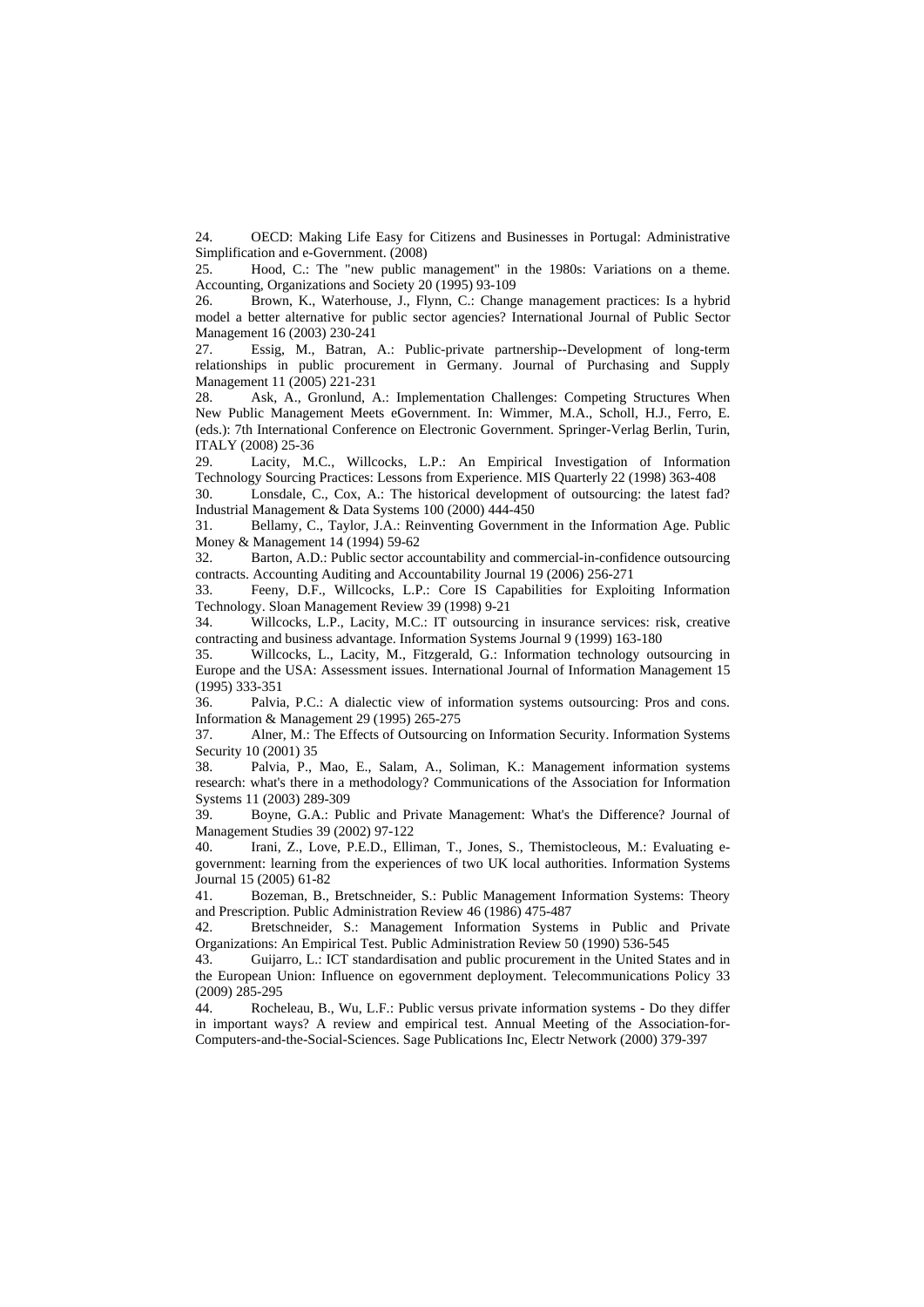24. OECD: Making Life Easy for Citizens and Businesses in Portugal: Administrative Simplification and e-Government. (2008)
25. Hood, C.: The "new public management" in the 1980s: Variations on a theme. Accounting, Organizations and Society 20 (1995) 93-109
26. Brown, K., Waterhouse, J., Flynn, C.: Change management practices: Is a hybrid model a better alternative for public sector agencies? International Journal of Public Sector Management 16 (2003) 230-241
27. Essig, M., Batran, A.: Public-private partnership--Development of long-term relationships in public procurement in Germany. Journal of Purchasing and Supply Management 11 (2005) 221-231
28. Ask, A., Gronlund, A.: Implementation Challenges: Competing Structures When New Public Management Meets eGovernment. In: Wimmer, M.A., Scholl, H.J., Ferro, E. (eds.): 7th International Conference on Electronic Government. Springer-Verlag Berlin, Turin, ITALY (2008) 25-36
29. Lacity, M.C., Willcocks, L.P.: An Empirical Investigation of Information Technology Sourcing Practices: Lessons from Experience. MIS Quarterly 22 (1998) 363-408
30. Lonsdale, C., Cox, A.: The historical development of outsourcing: the latest fad? Industrial Management & Data Systems 100 (2000) 444-450
31. Bellamy, C., Taylor, J.A.: Reinventing Government in the Information Age. Public Money & Management 14 (1994) 59-62
32. Barton, A.D.: Public sector accountability and commercial-in-confidence outsourcing contracts. Accounting Auditing and Accountability Journal 19 (2006) 256-271
33. Feeny, D.F., Willcocks, L.P.: Core IS Capabilities for Exploiting Information Technology. Sloan Management Review 39 (1998) 9-21
34. Willcocks, L.P., Lacity, M.C.: IT outsourcing in insurance services: risk, creative contracting and business advantage. Information Systems Journal 9 (1999) 163-180
35. Willcocks, L., Lacity, M., Fitzgerald, G.: Information technology outsourcing in Europe and the USA: Assessment issues. International Journal of Information Management 15 (1995) 333-351
36. Palvia, P.C.: A dialectic view of information systems outsourcing: Pros and cons. Information & Management 29 (1995) 265-275
37. Alner, M.: The Effects of Outsourcing on Information Security. Information Systems Security 10 (2001) 35
38. Palvia, P., Mao, E., Salam, A., Soliman, K.: Management information systems research: what's there in a methodology? Communications of the Association for Information Systems 11 (2003) 289-309
39. Boyne, G.A.: Public and Private Management: What's the Difference? Journal of Management Studies 39 (2002) 97-122
40. Irani, Z., Love, P.E.D., Elliman, T., Jones, S., Themistocleous, M.: Evaluating e-government: learning from the experiences of two UK local authorities. Information Systems Journal 15 (2005) 61-82
41. Bozeman, B., Bretschneider, S.: Public Management Information Systems: Theory and Prescription. Public Administration Review 46 (1986) 475-487
42. Bretschneider, S.: Management Information Systems in Public and Private Organizations: An Empirical Test. Public Administration Review 50 (1990) 536-545
43. Guijarro, L.: ICT standardisation and public procurement in the United States and in the European Union: Influence on egovernment deployment. Telecommunications Policy 33 (2009) 285-295
44. Rocheleau, B., Wu, L.F.: Public versus private information systems - Do they differ in important ways? A review and empirical test. Annual Meeting of the Association-for-Computers-and-the-Social-Sciences. Sage Publications Inc, Electr Network (2000) 379-397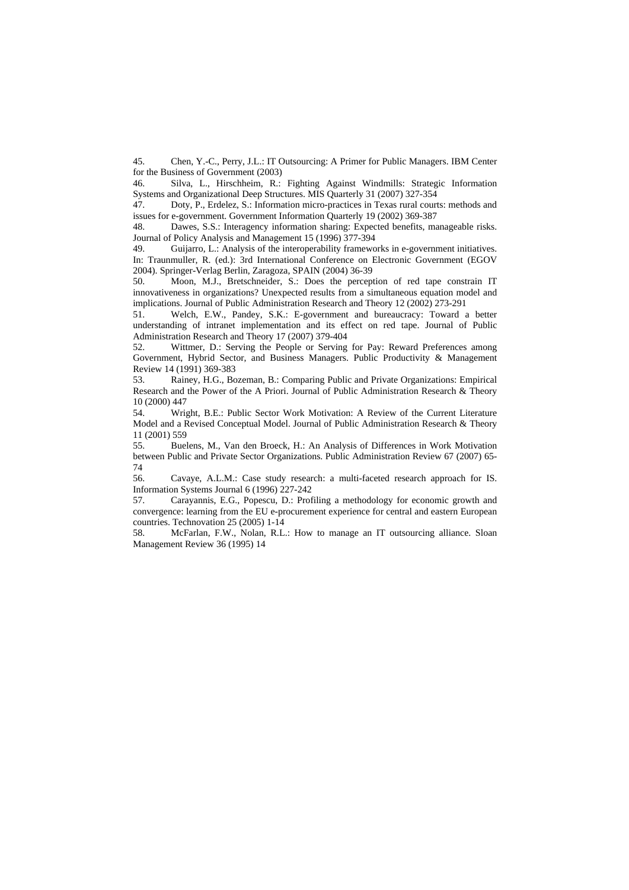45. Chen, Y.-C., Perry, J.L.: IT Outsourcing: A Primer for Public Managers. IBM Center for the Business of Government (2003)
46. Silva, L., Hirschheim, R.: Fighting Against Windmills: Strategic Information Systems and Organizational Deep Structures. MIS Quarterly 31 (2007) 327-354
47. Doty, P., Erdelez, S.: Information micro-practices in Texas rural courts: methods and issues for e-government. Government Information Quarterly 19 (2002) 369-387
48. Dawes, S.S.: Interagency information sharing: Expected benefits, manageable risks. Journal of Policy Analysis and Management 15 (1996) 377-394
49. Guijarro, L.: Analysis of the interoperability frameworks in e-government initiatives. In: Traunmuller, R. (ed.): 3rd International Conference on Electronic Government (EGOV 2004). Springer-Verlag Berlin, Zaragoza, SPAIN (2004) 36-39
50. Moon, M.J., Bretschneider, S.: Does the perception of red tape constrain IT innovativeness in organizations? Unexpected results from a simultaneous equation model and implications. Journal of Public Administration Research and Theory 12 (2002) 273-291
51. Welch, E.W., Pandey, S.K.: E-government and bureaucracy: Toward a better understanding of intranet implementation and its effect on red tape. Journal of Public Administration Research and Theory 17 (2007) 379-404
52. Wittmer, D.: Serving the People or Serving for Pay: Reward Preferences among Government, Hybrid Sector, and Business Managers. Public Productivity & Management Review 14 (1991) 369-383
53. Rainey, H.G., Bozeman, B.: Comparing Public and Private Organizations: Empirical Research and the Power of the A Priori. Journal of Public Administration Research & Theory 10 (2000) 447
54. Wright, B.E.: Public Sector Work Motivation: A Review of the Current Literature Model and a Revised Conceptual Model. Journal of Public Administration Research & Theory 11 (2001) 559
55. Buelens, M., Van den Broeck, H.: An Analysis of Differences in Work Motivation between Public and Private Sector Organizations. Public Administration Review 67 (2007) 65-74
56. Cavaye, A.L.M.: Case study research: a multi-faceted research approach for IS. Information Systems Journal 6 (1996) 227-242
57. Carayannis, E.G., Popescu, D.: Profiling a methodology for economic growth and convergence: learning from the EU e-procurement experience for central and eastern European countries. Technovation 25 (2005) 1-14
58. McFarlan, F.W., Nolan, R.L.: How to manage an IT outsourcing alliance. Sloan Management Review 36 (1995) 14